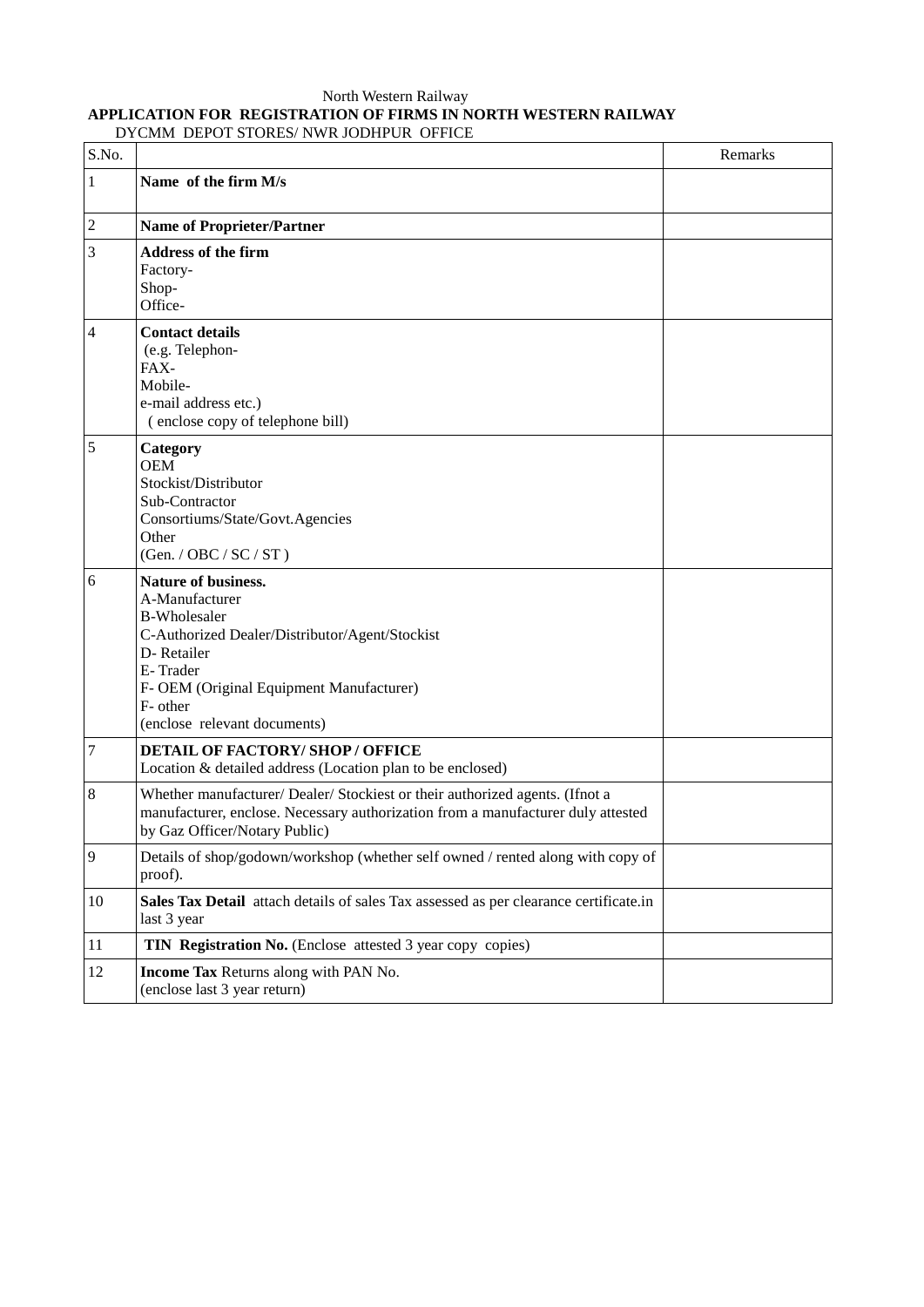North Western Railway

**APPLICATION FOR REGISTRATION OF FIRMS IN NORTH WESTERN RAILWAY**

DYCMM DEPOT STORES/ NWR JODHPUR OFFICE

| S.No. | | Remarks |
|---|---|---|
| 1 | **Name of the firm M/s** | |
| 2 | **Name of Proprieter/Partner** | |
| 3 | **Address of the firm**<br>Factory-<br>Shop-<br>Office- | |
| 4 | **Contact details**<br>(e.g. Telephon-<br>FAX-<br>Mobile-<br>e-mail address etc.)<br>( enclose copy of telephone bill) | |
| 5 | **Category**<br>OEM<br>Stockist/Distributor<br>Sub-Contractor<br>Consortiums/State/Govt.Agencies<br>Other<br>(Gen. / OBC / SC / ST ) | |
| 6 | **Nature of business.**<br>A-Manufacturer<br>B-Wholesaler<br>C-Authorized Dealer/Distributor/Agent/Stockist<br>D- Retailer<br>E- Trader<br>F- OEM (Original Equipment Manufacturer)<br>F- other<br>(enclose relevant documents) | |
| 7 | **DETAIL OF FACTORY/ SHOP / OFFICE**<br>Location & detailed address (Location plan to be enclosed) | |
| 8 | Whether manufacturer/ Dealer/ Stockiest or their authorized agents. (Ifnot a manufacturer, enclose. Necessary authorization from a manufacturer duly attested by Gaz Officer/Notary Public) | |
| 9 | Details of shop/godown/workshop (whether self owned / rented along with copy of proof). | |
| 10 | **Sales Tax Detail** attach details of sales Tax assessed as per clearance certificate.in last 3 year | |
| 11 | **TIN Registration No.** (Enclose attested 3 year copy copies) | |
| 12 | **Income Tax** Returns along with PAN No.<br>(enclose last 3 year return) | |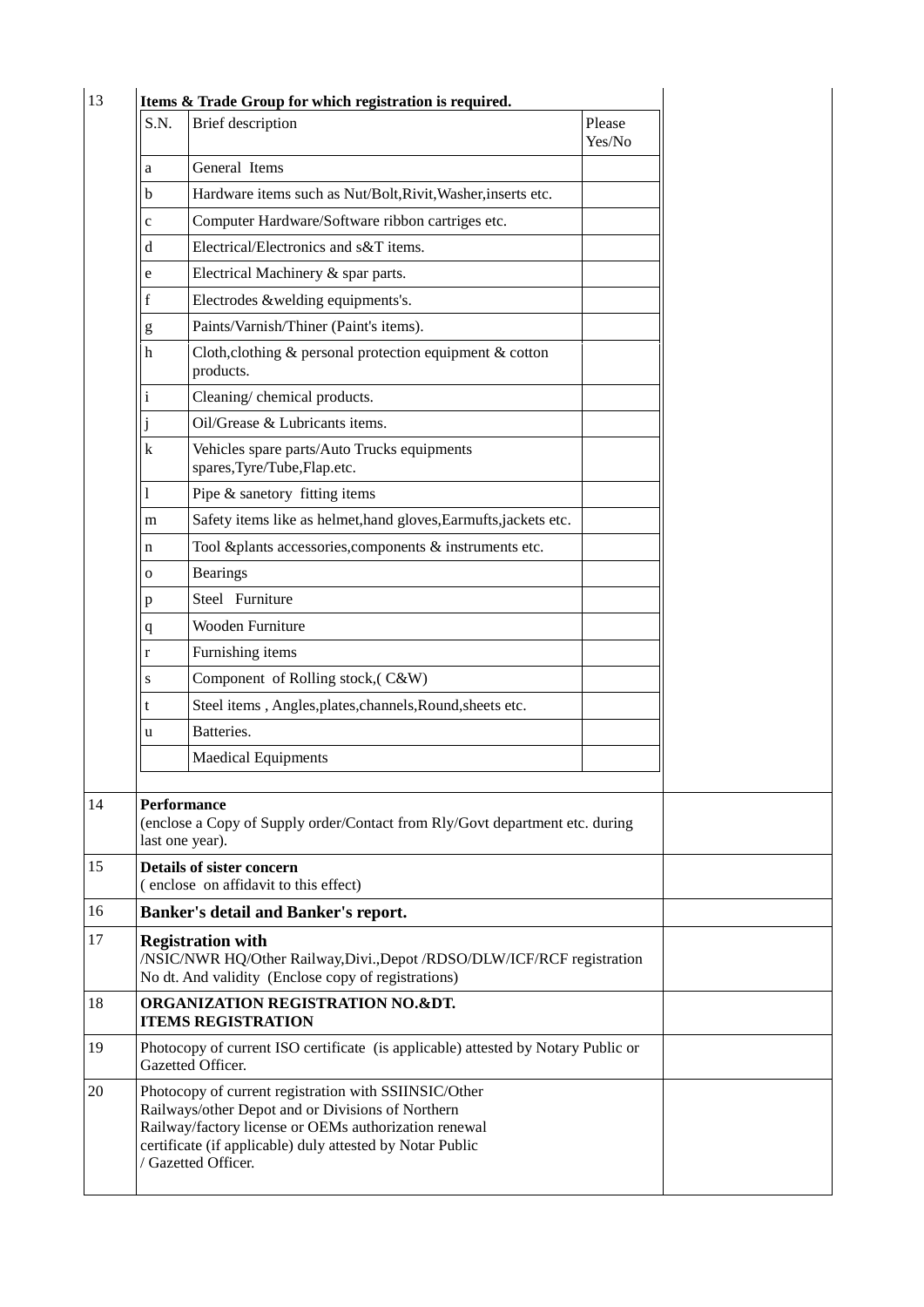| | | |
|---|---|---|
| 13 | **Items & Trade Group for which registration is required.**<br><br>S.N. / Brief description / Please Yes/No<br>a. General Items<br>b. Hardware items such as Nut/Bolt,Rivit,Washer,inserts etc.<br>c. Computer Hardware/Software ribbon cartriges etc.<br>d. Electrical/Electronics and s&T items.<br>e. Electrical Machinery & spar parts.<br>f. Electrodes &welding equipments's.<br>g. Paints/Varnish/Thiner (Paint's items).<br>h. Cloth,clothing & personal protection equipment & cotton products.<br>i. Cleaning/ chemical products.<br>j. Oil/Grease & Lubricants items.<br>k. Vehicles spare parts/Auto Trucks equipments spares,Tyre/Tube,Flap.etc.<br>l. Pipe & sanetory fitting items<br>m. Safety items like as helmet,hand gloves,Earmufts,jackets etc.<br>n. Tool &plants accessories,components & instruments etc.<br>o. Bearings<br>p. Steel Furniture<br>q. Wooden Furniture<br>r. Furnishing items<br>s. Component of Rolling stock,( C&W)<br>t. Steel items , Angles,plates,channels,Round,sheets etc.<br>u. Batteries.<br>Maedical Equipments | |
| 14 | **Performance**<br>(enclose a Copy of Supply order/Contact from Rly/Govt department etc. during last one year). | |
| 15 | **Details of sister concern**<br>( enclose on affidavit to this effect) | |
| 16 | **Banker's detail and Banker's report.** | |
| 17 | **Registration with**<br>/NSIC/NWR HQ/Other Railway,Divi.,Depot /RDSO/DLW/ICF/RCF registration No dt. And validity (Enclose copy of registrations) | |
| 18 | **ORGANIZATION REGISTRATION NO.&DT.**<br>**ITEMS REGISTRATION** | |
| 19 | Photocopy of current ISO certificate (is applicable) attested by Notary Public or Gazetted Officer. | |
| 20 | Photocopy of current registration with SSIINSIC/Other Railways/other Depot and or Divisions of Northern Railway/factory license or OEMs authorization renewal certificate (if applicable) duly attested by Notar Public / Gazetted Officer. | |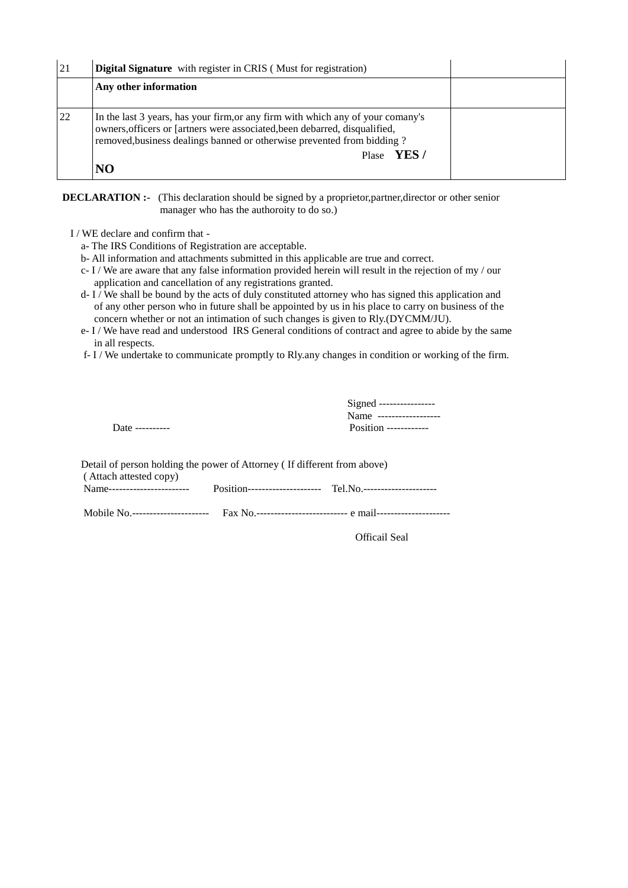| | | |
|---|---|---|
| 21 | **Digital Signature** with register in CRIS ( Must for registration) | |
| | **Any other information** | |
| 22 | In the last 3 years, has your firm,or any firm with which any of your comany's owners,officers or [artners were associated,been debarred, disqualified, removed,business dealings banned or otherwise prevented from bidding ? Plase **YES / NO** | |

**DECLARATION :-** (This declaration should be signed by a proprietor,partner,director or other senior manager who has the authoroity to do so.)

I / WE declare and confirm that -

a- The IRS Conditions of Registration are acceptable.

b- All information and attachments submitted in this applicable are true and correct.

c- I / We are aware that any false information provided herein will result in the rejection of my / our application and cancellation of any registrations granted.

d- I / We shall be bound by the acts of duly constituted attorney who has signed this application and of any other person who in future shall be appointed by us in his place to carry on business of the concern whether or not an intimation of such changes is given to Rly.(DYCMM/JU).

e- I / We have read and understood IRS General conditions of contract and agree to abide by the same in all respects.

f- I / We undertake to communicate promptly to Rly.any changes in condition or working of the firm.

Signed ----------------

Name ------------------

Date ---------- Position ------------

Detail of person holding the power of Attorney ( If different from above)
( Attach attested copy)

Name----------------------- Position--------------------- Tel.No.---------------------

Mobile No.---------------------- Fax No.-------------------------- e mail---------------------

Officail Seal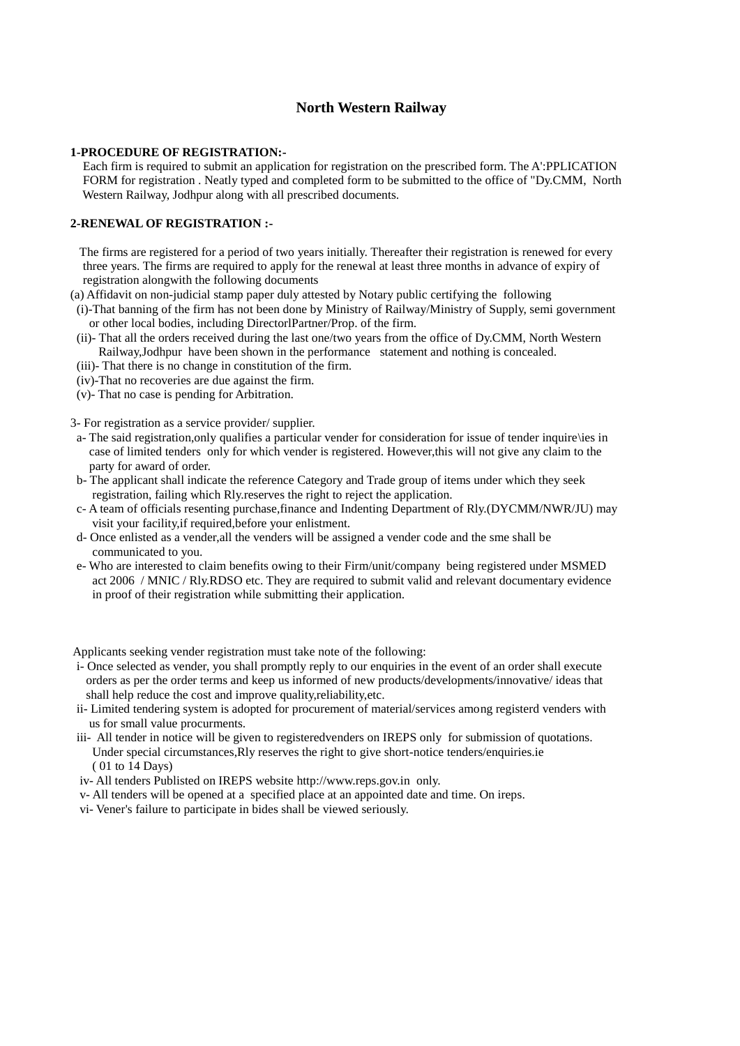# North Western Railway

**1-PROCEDURE OF REGISTRATION:-**

Each firm is required to submit an application for registration on the prescribed form. The A':PPLICATION FORM for registration . Neatly typed and completed form to be submitted to the office of "Dy.CMM, North Western Railway, Jodhpur along with all prescribed documents.

**2-RENEWAL OF REGISTRATION :-**

The firms are registered for a period of two years initially. Thereafter their registration is renewed for every three years. The firms are required to apply for the renewal at least three months in advance of expiry of registration alongwith the following documents

(a) Affidavit on non-judicial stamp paper duly attested by Notary public certifying the following

(i)-That banning of the firm has not been done by Ministry of Railway/Ministry of Supply, semi government or other local bodies, including DirectorlPartner/Prop. of the firm.

(ii)- That all the orders received during the last one/two years from the office of Dy.CMM, North Western Railway,Jodhpur have been shown in the performance statement and nothing is concealed.

(iii)- That there is no change in constitution of the firm.

(iv)-That no recoveries are due against the firm.

(v)- That no case is pending for Arbitration.

3- For registration as a service provider/ supplier.

a- The said registration,only qualifies a particular vender for consideration for issue of tender inquire\ies in case of limited tenders only for which vender is registered. However,this will not give any claim to the party for award of order.

b- The applicant shall indicate the reference Category and Trade group of items under which they seek registration, failing which Rly.reserves the right to reject the application.

c- A team of officials resenting purchase,finance and Indenting Department of Rly.(DYCMM/NWR/JU) may visit your facility,if required,before your enlistment.

d- Once enlisted as a vender,all the venders will be assigned a vender code and the sme shall be communicated to you.

e- Who are interested to claim benefits owing to their Firm/unit/company being registered under MSMED act 2006 / MNIC / Rly.RDSO etc. They are required to submit valid and relevant documentary evidence in proof of their registration while submitting their application.

Applicants seeking vender registration must take note of the following:

i- Once selected as vender, you shall promptly reply to our enquiries in the event of an order shall execute orders as per the order terms and keep us informed of new products/developments/innovative/ ideas that shall help reduce the cost and improve quality,reliability,etc.

ii- Limited tendering system is adopted for procurement of material/services among registerd venders with us for small value procurments.

iii- All tender in notice will be given to registeredvenders on IREPS only for submission of quotations. Under special circumstances,Rly reserves the right to give short-notice tenders/enquiries.ie ( 01 to 14 Days)

iv- All tenders Publisted on IREPS website http://www.reps.gov.in only.

v- All tenders will be opened at a specified place at an appointed date and time. On ireps.

vi- Vener's failure to participate in bides shall be viewed seriously.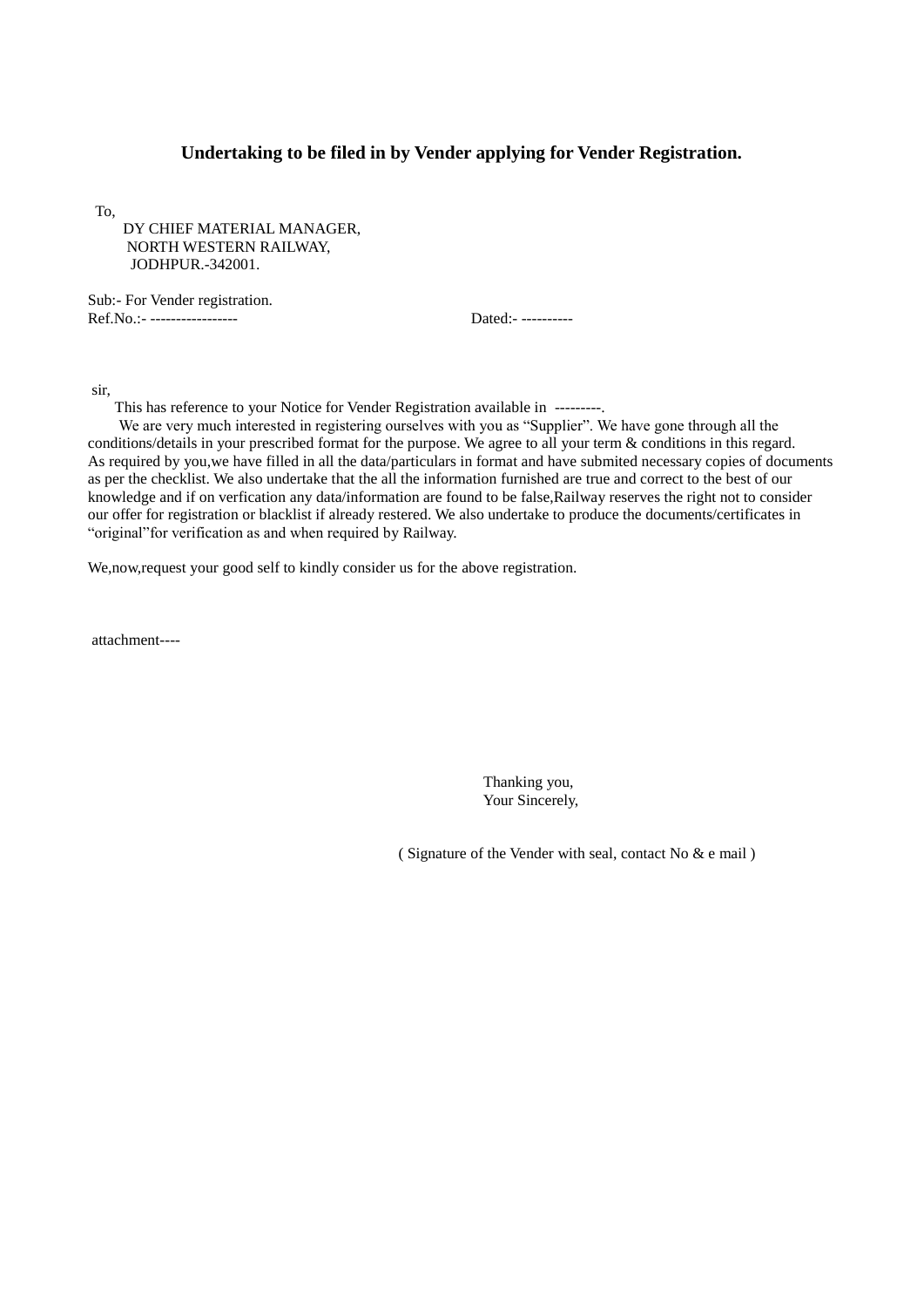**Undertaking to be filed in by Vender applying for Vender Registration.**

To,
DY CHIEF MATERIAL MANAGER,
NORTH WESTERN RAILWAY,
JODHPUR.-342001.

Sub:- For Vender registration.
Ref.No.:- ----------------- Dated:- ----------

sir,

This has reference to your Notice for Vender Registration available in ---------.

We are very much interested in registering ourselves with you as “Supplier”. We have gone through all the conditions/details in your prescribed format for the purpose. We agree to all your term & conditions in this regard. As required by you,we have filled in all the data/particulars in format and have submited necessary copies of documents as per the checklist. We also undertake that the all the information furnished are true and correct to the best of our knowledge and if on verfication any data/information are found to be false,Railway reserves the right not to consider our offer for registration or blacklist if already restered. We also undertake to produce the documents/certificates in “original”for verification as and when required by Railway.

We,now,request your good self to kindly consider us for the above registration.

attachment----

Thanking you,
Your Sincerely,

( Signature of the Vender with seal, contact No & e mail )